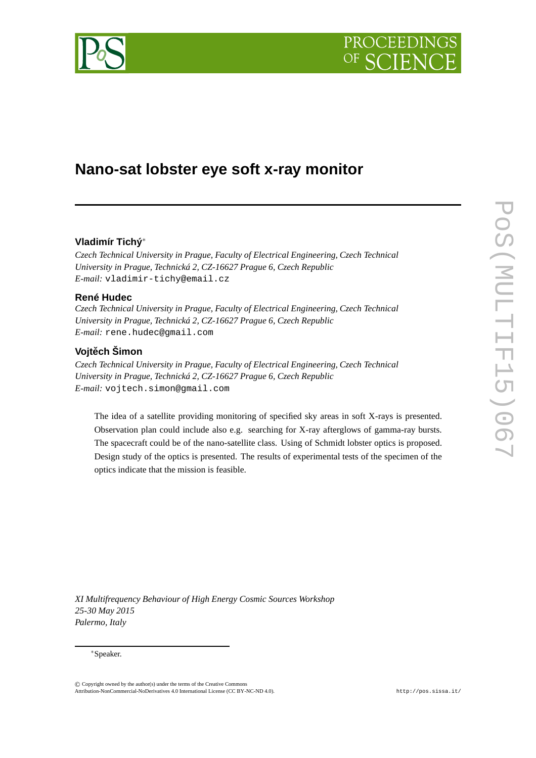# Nano-sat lobster eye soft x-ray monitor

**Vladimír Tichý**[∗]

*Czech Technical University in Prague, Faculty of Electrical Engineering, Czech Technical University in Prague, Technická 2, CZ-16627 Prague 6, Czech Republic*
*E-mail:* vladimir-tichy@email.cz

**René Hudec**

*Czech Technical University in Prague, Faculty of Electrical Engineering, Czech Technical University in Prague, Technická 2, CZ-16627 Prague 6, Czech Republic*
*E-mail:* rene.hudec@gmail.com

**Vojtěch Šimon**

*Czech Technical University in Prague, Faculty of Electrical Engineering, Czech Technical University in Prague, Technická 2, CZ-16627 Prague 6, Czech Republic*
*E-mail:* vojtech.simon@gmail.com

The idea of a satellite providing monitoring of specified sky areas in soft X-rays is presented. Observation plan could include also e.g. searching for X-ray afterglows of gamma-ray bursts. The spacecraft could be of the nano-satellite class. Using of Schmidt lobster optics is proposed. Design study of the optics is presented. The results of experimental tests of the specimen of the optics indicate that the mission is feasible.

*XI Multifrequency Behaviour of High Energy Cosmic Sources Workshop*
*25-30 May 2015*
*Palermo, Italy*

[∗]Speaker.

© Copyright owned by the author(s) under the terms of the Creative Commons Attribution-NonCommercial-NoDerivatives 4.0 International License (CC BY-NC-ND 4.0).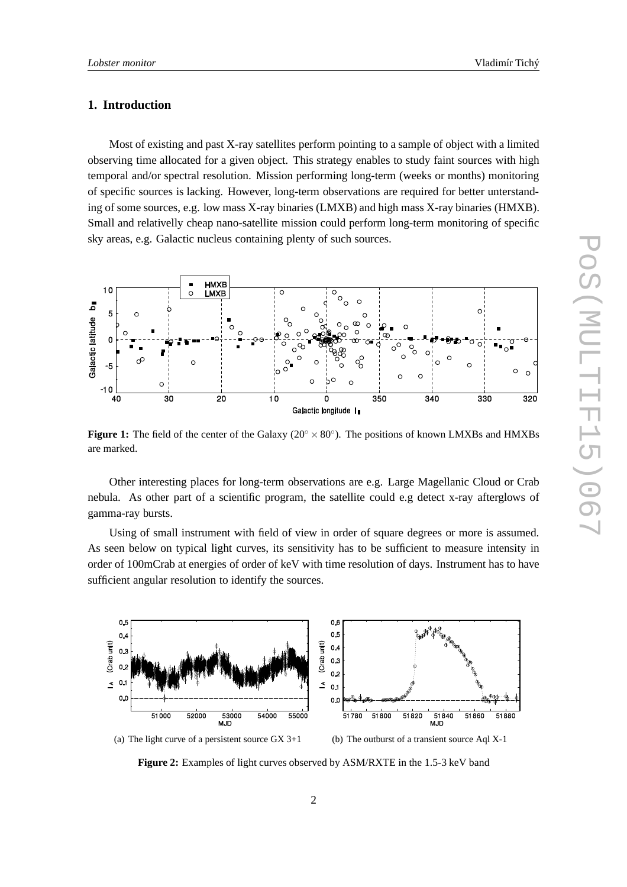## 1. Introduction

Most of existing and past X-ray satellites perform pointing to a sample of object with a limited observing time allocated for a given object. This strategy enables to study faint sources with high temporal and/or spectral resolution. Mission performing long-term (weeks or months) monitoring of specific sources is lacking. However, long-term observations are required for better unterstanding of some sources, e.g. low mass X-ray binaries (LMXB) and high mass X-ray binaries (HMXB). Small and relatively cheap nano-satellite mission could perform long-term monitoring of specific sky areas, e.g. Galactic nucleus containing plenty of such sources.

**Figure 1:** The field of the center of the Galaxy ($20^{\circ} \times 80^{\circ}$). The positions of known LMXBs and HMXBs are marked.

Other interesting places for long-term observations are e.g. Large Magellanic Cloud or Crab nebula. As other part of a scientific program, the satellite could e.g detect x-ray afterglows of gamma-ray bursts.

Using of small instrument with field of view in order of square degrees or more is assumed. As seen below on typical light curves, its sensitivity has to be sufficient to measure intensity in order of 100mCrab at energies of order of keV with time resolution of days. Instrument has to have sufficient angular resolution to identify the sources.

(a) The light curve of a persistent source GX 3+1

(b) The outburst of a transient source Aql X-1

**Figure 2:** Examples of light curves observed by ASM/RXTE in the 1.5-3 keV band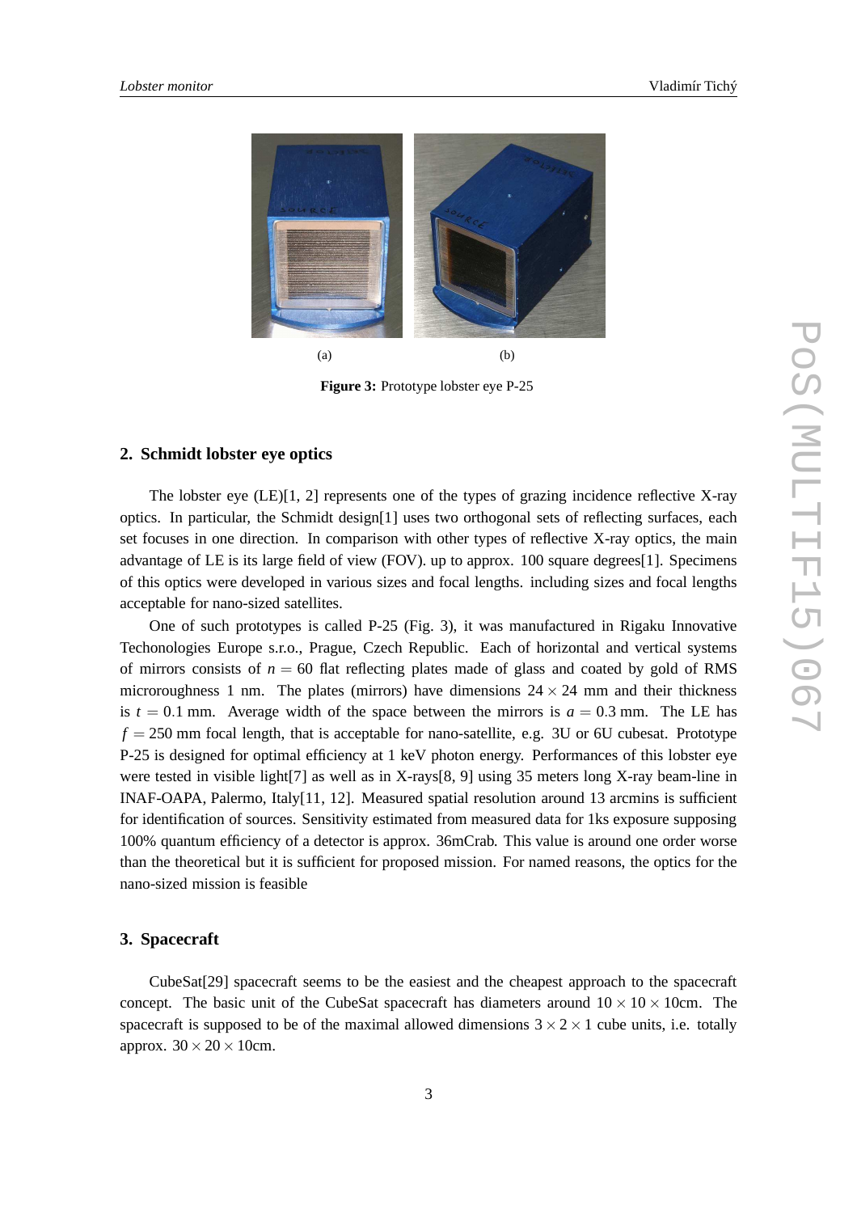(a) (b)

**Figure 3:** Prototype lobster eye P-25

## 2. Schmidt lobster eye optics

The lobster eye (LE)[1, 2] represents one of the types of grazing incidence reflective X-ray optics. In particular, the Schmidt design[1] uses two orthogonal sets of reflecting surfaces, each set focuses in one direction. In comparison with other types of reflective X-ray optics, the main advantage of LE is its large field of view (FOV). up to approx. 100 square degrees[1]. Specimens of this optics were developed in various sizes and focal lengths. including sizes and focal lengths acceptable for nano-sized satellites.

One of such prototypes is called P-25 (Fig. 3), it was manufactured in Rigaku Innovative Techonologies Europe s.r.o., Prague, Czech Republic. Each of horizontal and vertical systems of mirrors consists of $n = 60$ flat reflecting plates made of glass and coated by gold of RMS microroughness 1 nm. The plates (mirrors) have dimensions $24 \times 24$ mm and their thickness is $t = 0.1$ mm. Average width of the space between the mirrors is $a = 0.3$ mm. The LE has $f = 250$ mm focal length, that is acceptable for nano-satellite, e.g. 3U or 6U cubesat. Prototype P-25 is designed for optimal efficiency at 1 keV photon energy. Performances of this lobster eye were tested in visible light[7] as well as in X-rays[8, 9] using 35 meters long X-ray beam-line in INAF-OAPA, Palermo, Italy[11, 12]. Measured spatial resolution around 13 arcmins is sufficient for identification of sources. Sensitivity estimated from measured data for 1ks exposure supposing 100% quantum efficiency of a detector is approx. 36mCrab. This value is around one order worse than the theoretical but it is sufficient for proposed mission. For named reasons, the optics for the nano-sized mission is feasible

## 3. Spacecraft

CubeSat[29] spacecraft seems to be the easiest and the cheapest approach to the spacecraft concept. The basic unit of the CubeSat spacecraft has diameters around $10 \times 10 \times 10$cm. The spacecraft is supposed to be of the maximal allowed dimensions $3 \times 2 \times 1$ cube units, i.e. totally approx. $30 \times 20 \times 10$cm.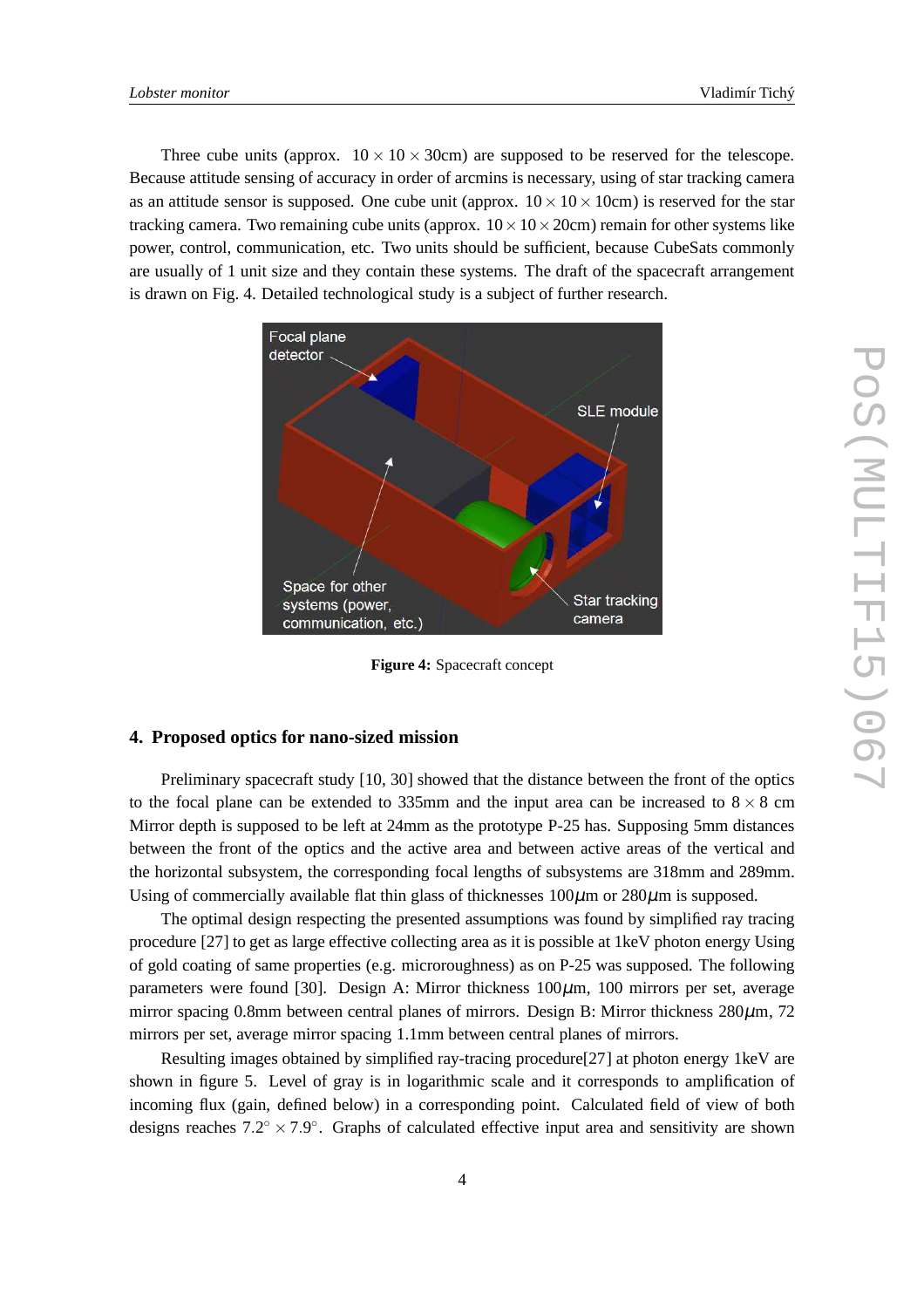Three cube units (approx. $10 \times 10 \times 30$cm) are supposed to be reserved for the telescope. Because attitude sensing of accuracy in order of arcmins is necessary, using of star tracking camera as an attitude sensor is supposed. One cube unit (approx. $10 \times 10 \times 10$cm) is reserved for the star tracking camera. Two remaining cube units (approx. $10 \times 10 \times 20$cm) remain for other systems like power, control, communication, etc. Two units should be sufficient, because CubeSats commonly are usually of 1 unit size and they contain these systems. The draft of the spacecraft arrangement is drawn on Fig. 4. Detailed technological study is a subject of further research.

**Figure 4:** Spacecraft concept

## 4. Proposed optics for nano-sized mission

Preliminary spacecraft study [10, 30] showed that the distance between the front of the optics to the focal plane can be extended to 335mm and the input area can be increased to $8 \times 8$ cm Mirror depth is supposed to be left at 24mm as the prototype P-25 has. Supposing 5mm distances between the front of the optics and the active area and between active areas of the vertical and the horizontal subsystem, the corresponding focal lengths of subsystems are 318mm and 289mm. Using of commercially available flat thin glass of thicknesses 100$\mu$m or 280$\mu$m is supposed.

The optimal design respecting the presented assumptions was found by simplified ray tracing procedure [27] to get as large effective collecting area as it is possible at 1keV photon energy Using of gold coating of same properties (e.g. microroughness) as on P-25 was supposed. The following parameters were found [30]. Design A: Mirror thickness 100$\mu$m, 100 mirrors per set, average mirror spacing 0.8mm between central planes of mirrors. Design B: Mirror thickness 280$\mu$m, 72 mirrors per set, average mirror spacing 1.1mm between central planes of mirrors.

Resulting images obtained by simplified ray-tracing procedure[27] at photon energy 1keV are shown in figure 5. Level of gray is in logarithmic scale and it corresponds to amplification of incoming flux (gain, defined below) in a corresponding point. Calculated field of view of both designs reaches $7.2^\circ \times 7.9^\circ$. Graphs of calculated effective input area and sensitivity are shown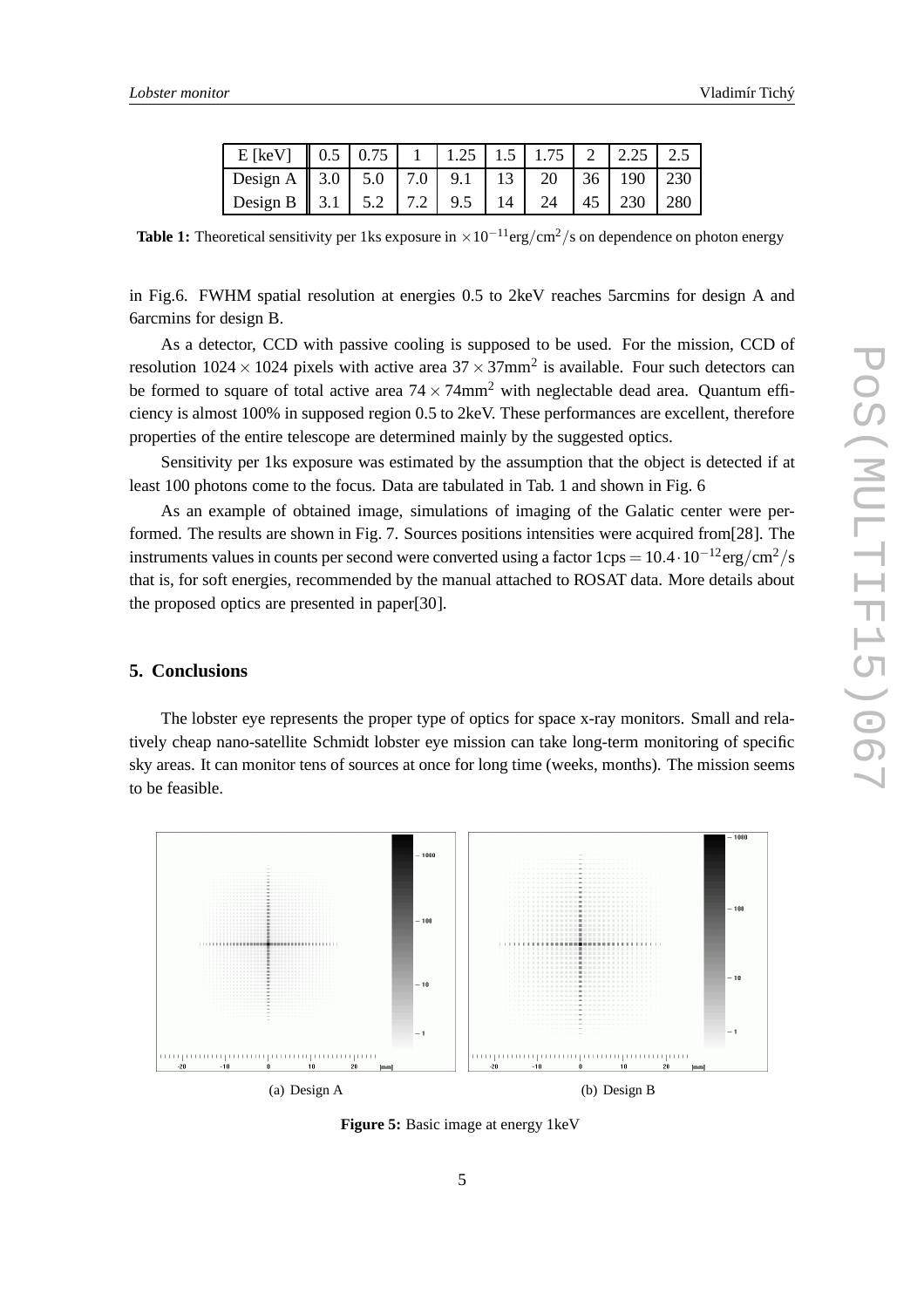| E [keV] | 0.5 | 0.75 | 1 | 1.25 | 1.5 | 1.75 | 2 | 2.25 | 2.5 |
|---|---|---|---|---|---|---|---|---|---|
| Design A | 3.0 | 5.0 | 7.0 | 9.1 | 13 | 20 | 36 | 190 | 230 |
| Design B | 3.1 | 5.2 | 7.2 | 9.5 | 14 | 24 | 45 | 230 | 280 |

**Table 1:** Theoretical sensitivity per 1ks exposure in $\times 10^{-11}$erg/cm$^2$/s on dependence on photon energy

in Fig.6. FWHM spatial resolution at energies 0.5 to 2keV reaches 5arcmins for design A and 6arcmins for design B.

As a detector, CCD with passive cooling is supposed to be used. For the mission, CCD of resolution $1024 \times 1024$ pixels with active area $37 \times 37\text{mm}^2$ is available. Four such detectors can be formed to square of total active area $74 \times 74\text{mm}^2$ with neglectable dead area. Quantum efficiency is almost 100% in supposed region 0.5 to 2keV. These performances are excellent, therefore properties of the entire telescope are determined mainly by the suggested optics.

Sensitivity per 1ks exposure was estimated by the assumption that the object is detected if at least 100 photons come to the focus. Data are tabulated in Tab. 1 and shown in Fig. 6

As an example of obtained image, simulations of imaging of the Galatic center were performed. The results are shown in Fig. 7. Sources positions intensities were acquired from[28]. The instruments values in counts per second were converted using a factor $1\text{cps} = 10.4 \cdot 10^{-12}\text{erg/cm}^2\text{/s}$ that is, for soft energies, recommended by the manual attached to ROSAT data. More details about the proposed optics are presented in paper[30].

## 5. Conclusions

The lobster eye represents the proper type of optics for space x-ray monitors. Small and relatively cheap nano-satellite Schmidt lobster eye mission can take long-term monitoring of specific sky areas. It can monitor tens of sources at once for long time (weeks, months). The mission seems to be feasible.

(a) Design A

(b) Design B

**Figure 5:** Basic image at energy 1keV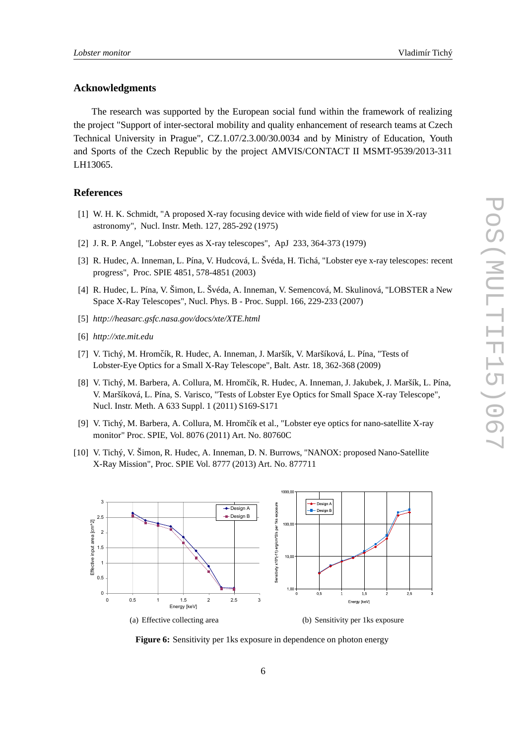## Acknowledgments

The research was supported by the European social fund within the framework of realizing the project "Support of inter-sectoral mobility and quality enhancement of research teams at Czech Technical University in Prague", CZ.1.07/2.3.00/30.0034 and by Ministry of Education, Youth and Sports of the Czech Republic by the project AMVIS/CONTACT II MSMT-9539/2013-311 LH13065.

## References

[1] W. H. K. Schmidt, "A proposed X-ray focusing device with wide field of view for use in X-ray astronomy", Nucl. Instr. Meth. 127, 285-292 (1975)

[2] J. R. P. Angel, "Lobster eyes as X-ray telescopes", ApJ 233, 364-373 (1979)

[3] R. Hudec, A. Inneman, L. Pína, V. Hudcová, L. Švéda, H. Tichá, "Lobster eye x-ray telescopes: recent progress", Proc. SPIE 4851, 578-4851 (2003)

[4] R. Hudec, L. Pína, V. Šimon, L. Švéda, A. Inneman, V. Semencová, M. Skulinová, "LOBSTER a New Space X-Ray Telescopes", Nucl. Phys. B - Proc. Suppl. 166, 229-233 (2007)

[5] *http://heasarc.gsfc.nasa.gov/docs/xte/XTE.html*

[6] *http://xte.mit.edu*

[7] V. Tichý, M. Hromčík, R. Hudec, A. Inneman, J. Maršík, V. Maršíková, L. Pína, "Tests of Lobster-Eye Optics for a Small X-Ray Telescope", Balt. Astr. 18, 362-368 (2009)

[8] V. Tichý, M. Barbera, A. Collura, M. Hromčík, R. Hudec, A. Inneman, J. Jakubek, J. Maršík, L. Pína, V. Maršíková, L. Pína, S. Varisco, "Tests of Lobster Eye Optics for Small Space X-ray Telescope", Nucl. Instr. Meth. A 633 Suppl. 1 (2011) S169-S171

[9] V. Tichý, M. Barbera, A. Collura, M. Hromčík et al., "Lobster eye optics for nano-satellite X-ray monitor" Proc. SPIE, Vol. 8076 (2011) Art. No. 80760C

[10] V. Tichý, V. Šimon, R. Hudec, A. Inneman, D. N. Burrows, "NANOX: proposed Nano-Satellite X-Ray Mission", Proc. SPIE Vol. 8777 (2013) Art. No. 877711

(a) Effective collecting area

(b) Sensitivity per 1ks exposure

**Figure 6:** Sensitivity per 1ks exposure in dependence on photon energy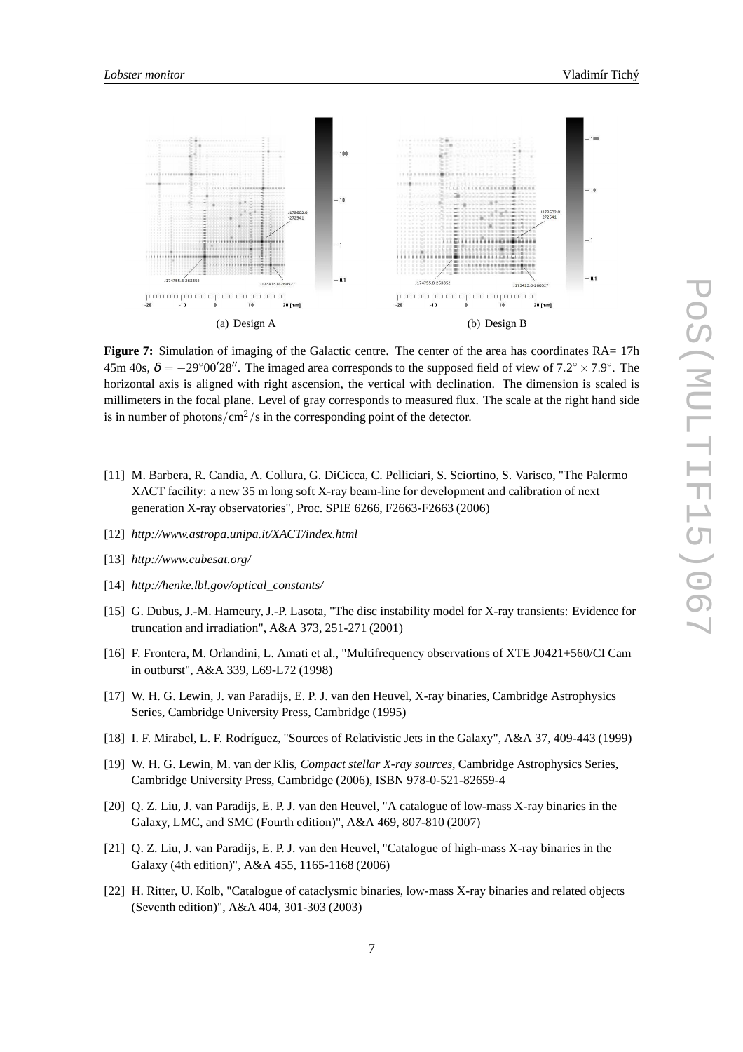(a) Design A

(b) Design B

**Figure 7:** Simulation of imaging of the Galactic centre. The center of the area has coordinates RA= 17h 45m 40s, $\delta = -29^{\circ}00'28''$. The imaged area corresponds to the supposed field of view of $7.2^{\circ} \times 7.9^{\circ}$. The horizontal axis is aligned with right ascension, the vertical with declination. The dimension is scaled is millimeters in the focal plane. Level of gray corresponds to measured flux. The scale at the right hand side is in number of photons$/\text{cm}^2/$s in the corresponding point of the detector.

[11] M. Barbera, R. Candia, A. Collura, G. DiCicca, C. Pelliciari, S. Sciortino, S. Varisco, "The Palermo XACT facility: a new 35 m long soft X-ray beam-line for development and calibration of next generation X-ray observatories", Proc. SPIE 6266, F2663-F2663 (2006)

[12] *http://www.astropa.unipa.it/XACT/index.html*

[13] *http://www.cubesat.org/*

[14] *http://henke.lbl.gov/optical_constants/*

[15] G. Dubus, J.-M. Hameury, J.-P. Lasota, "The disc instability model for X-ray transients: Evidence for truncation and irradiation", A&A 373, 251-271 (2001)

[16] F. Frontera, M. Orlandini, L. Amati et al., "Multifrequency observations of XTE J0421+560/CI Cam in outburst", A&A 339, L69-L72 (1998)

[17] W. H. G. Lewin, J. van Paradijs, E. P. J. van den Heuvel, X-ray binaries, Cambridge Astrophysics Series, Cambridge University Press, Cambridge (1995)

[18] I. F. Mirabel, L. F. Rodríguez, "Sources of Relativistic Jets in the Galaxy", A&A 37, 409-443 (1999)

[19] W. H. G. Lewin, M. van der Klis, *Compact stellar X-ray sources*, Cambridge Astrophysics Series, Cambridge University Press, Cambridge (2006), ISBN 978-0-521-82659-4

[20] Q. Z. Liu, J. van Paradijs, E. P. J. van den Heuvel, "A catalogue of low-mass X-ray binaries in the Galaxy, LMC, and SMC (Fourth edition)", A&A 469, 807-810 (2007)

[21] Q. Z. Liu, J. van Paradijs, E. P. J. van den Heuvel, "Catalogue of high-mass X-ray binaries in the Galaxy (4th edition)", A&A 455, 1165-1168 (2006)

[22] H. Ritter, U. Kolb, "Catalogue of cataclysmic binaries, low-mass X-ray binaries and related objects (Seventh edition)", A&A 404, 301-303 (2003)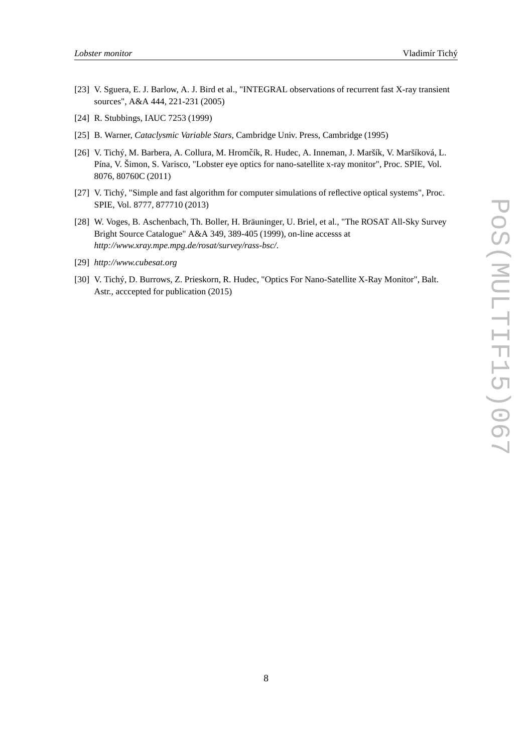[23] V. Sguera, E. J. Barlow, A. J. Bird et al., "INTEGRAL observations of recurrent fast X-ray transient sources", A&A 444, 221-231 (2005)

[24] R. Stubbings, IAUC 7253 (1999)

[25] B. Warner, *Cataclysmic Variable Stars*, Cambridge Univ. Press, Cambridge (1995)

[26] V. Tichý, M. Barbera, A. Collura, M. Hromčík, R. Hudec, A. Inneman, J. Maršík, V. Maršíková, L. Pína, V. Šimon, S. Varisco, "Lobster eye optics for nano-satellite x-ray monitor", Proc. SPIE, Vol. 8076, 80760C (2011)

[27] V. Tichý, "Simple and fast algorithm for computer simulations of reflective optical systems", Proc. SPIE, Vol. 8777, 877710 (2013)

[28] W. Voges, B. Aschenbach, Th. Boller, H. Bräuninger, U. Briel, et al., "The ROSAT All-Sky Survey Bright Source Catalogue" A&A 349, 389-405 (1999), on-line accesss at *http://www.xray.mpe.mpg.de/rosat/survey/rass-bsc/*.

[29] *http://www.cubesat.org*

[30] V. Tichý, D. Burrows, Z. Prieskorn, R. Hudec, "Optics For Nano-Satellite X-Ray Monitor", Balt. Astr., acccepted for publication (2015)